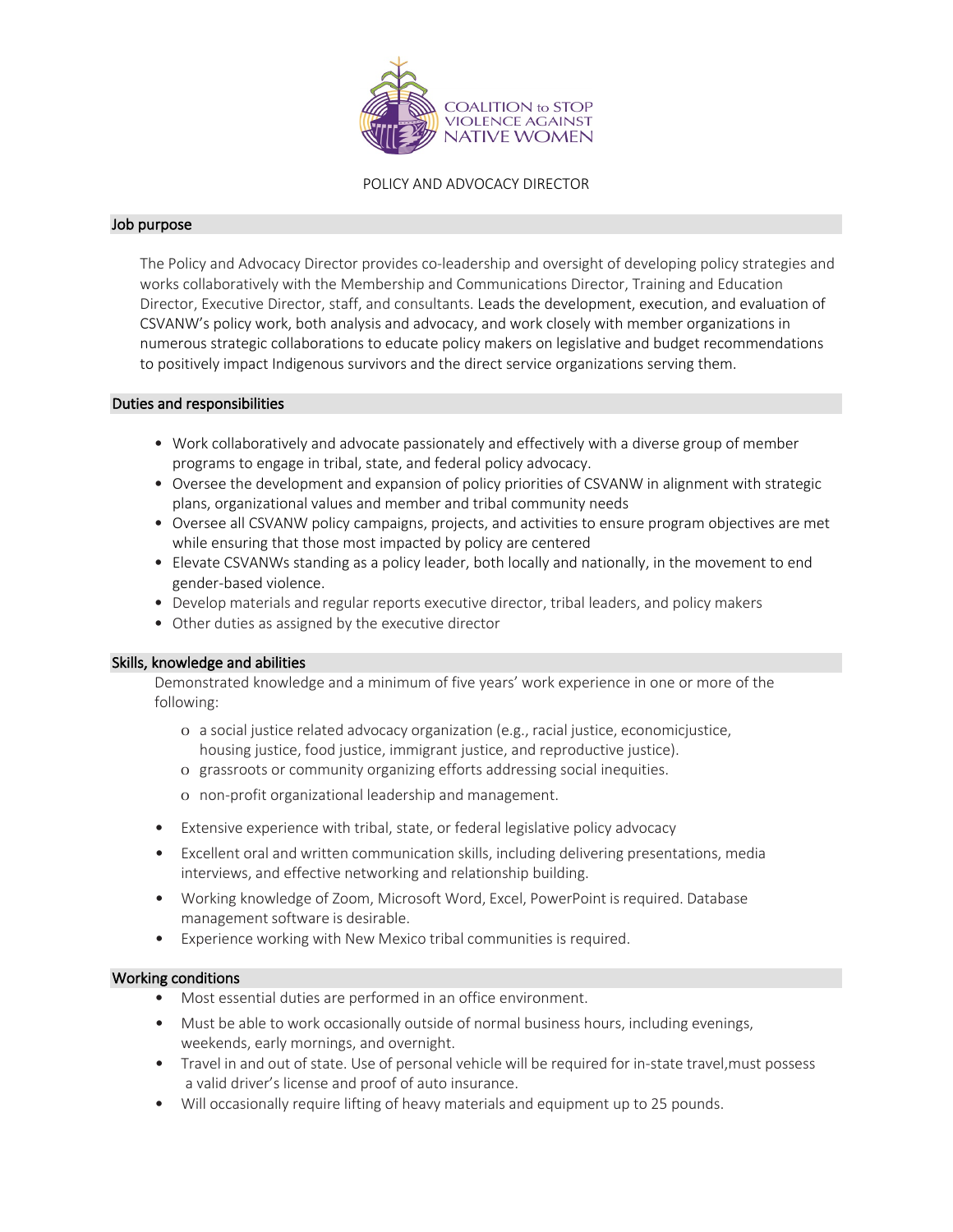COALITION to STOP VIOLENCE AGAINST NATIVE WOMEN

# POLICY AND ADVOCACY DIRECTOR

## Job purpose

The Policy and Advocacy Director provides co-leadership and oversight of developing policy strategies and works collaboratively with the Membership and Communications Director, Training and Education Director, Executive Director, staff, and consultants. Leads the development, execution, and evaluation of CSVANW's policy work, both analysis and advocacy, and work closely with member organizations in numerous strategic collaborations to educate policy makers on legislative and budget recommendations to positively impact Indigenous survivors and the direct service organizations serving them.

## Duties and responsibilities

- Work collaboratively and advocate passionately and effectively with a diverse group of member programs to engage in tribal, state, and federal policy advocacy.
- Oversee the development and expansion of policy priorities of CSVANW in alignment with strategic plans, organizational values and member and tribal community needs
- Oversee all CSVANW policy campaigns, projects, and activities to ensure program objectives are met while ensuring that those most impacted by policy are centered
- Elevate CSVANWs standing as a policy leader, both locally and nationally, in the movement to end gender-based violence.
- Develop materials and regular reports executive director, tribal leaders, and policy makers
- Other duties as assigned by the executive director

## Skills, knowledge and abilities

Demonstrated knowledge and a minimum of five years' work experience in one or more of the following:

- a social justice related advocacy organization (e.g., racial justice, economicjustice, housing justice, food justice, immigrant justice, and reproductive justice).
- grassroots or community organizing efforts addressing social inequities.
- non-profit organizational leadership and management.

- Extensive experience with tribal, state, or federal legislative policy advocacy
- Excellent oral and written communication skills, including delivering presentations, media interviews, and effective networking and relationship building.
- Working knowledge of Zoom, Microsoft Word, Excel, PowerPoint is required. Database management software is desirable.
- Experience working with New Mexico tribal communities is required.

## Working conditions

- Most essential duties are performed in an office environment.
- Must be able to work occasionally outside of normal business hours, including evenings, weekends, early mornings, and overnight.
- Travel in and out of state. Use of personal vehicle will be required for in-state travel,must possess a valid driver's license and proof of auto insurance.
- Will occasionally require lifting of heavy materials and equipment up to 25 pounds.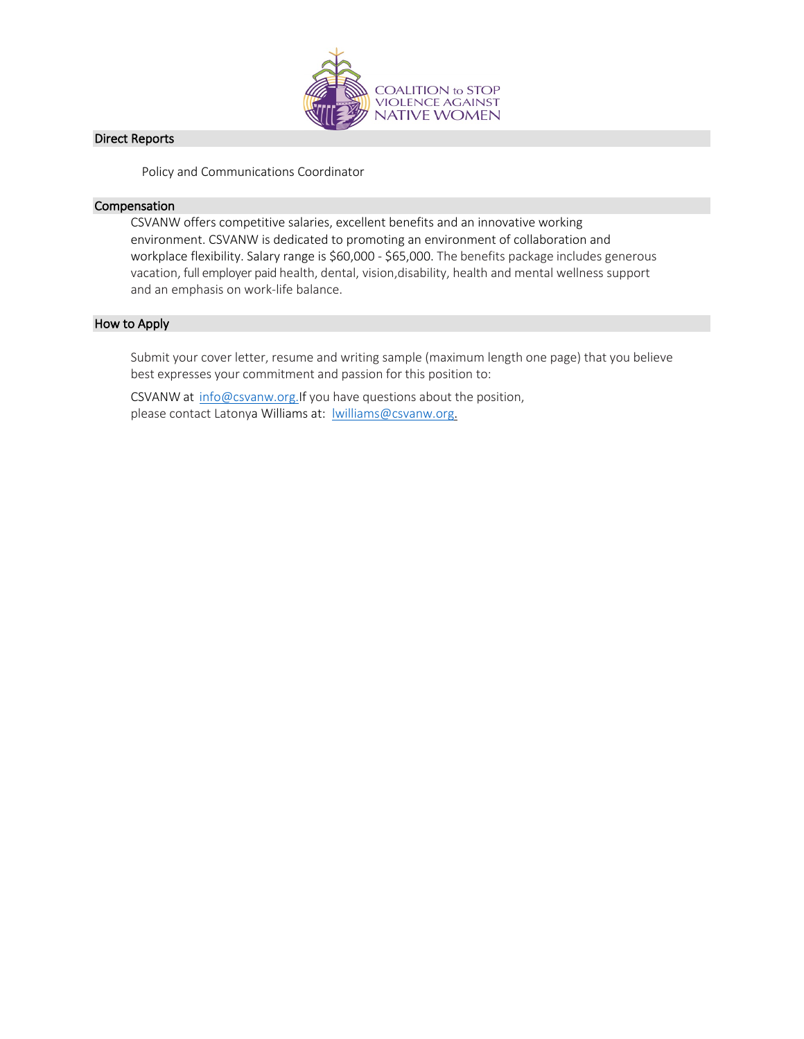## Direct Reports

Policy and Communications Coordinator

## Compensation

CSVANW offers competitive salaries, excellent benefits and an innovative working environment. CSVANW is dedicated to promoting an environment of collaboration and workplace flexibility. Salary range is $60,000 - $65,000. The benefits package includes generous vacation, full employer paid health, dental, vision,disability, health and mental wellness support and an emphasis on work-life balance.

## How to Apply

Submit your cover letter, resume and writing sample (maximum length one page) that you believe best expresses your commitment and passion for this position to:

CSVANW at info@csvanw.org. If you have questions about the position, please contact Latonya Williams at: lwilliams@csvanw.org.